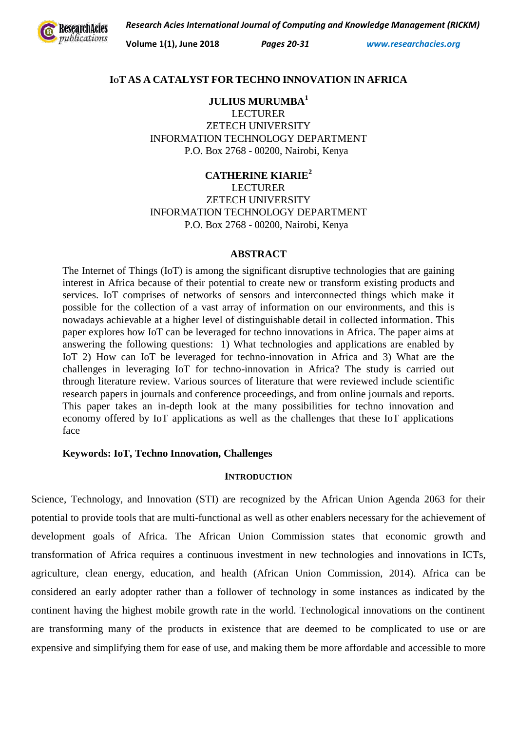# IoT AS A CATALYST FOR TECHNO INNOVATION IN AFRICA

**JULIUS MURUMBA**[1]
LECTURER
ZETECH UNIVERSITY
INFORMATION TECHNOLOGY DEPARTMENT
P.O. Box 2768 - 00200, Nairobi, Kenya

**CATHERINE KIARIE**[2]
LECTURER
ZETECH UNIVERSITY
INFORMATION TECHNOLOGY DEPARTMENT
P.O. Box 2768 - 00200, Nairobi, Kenya

## ABSTRACT

The Internet of Things (IoT) is among the significant disruptive technologies that are gaining interest in Africa because of their potential to create new or transform existing products and services. IoT comprises of networks of sensors and interconnected things which make it possible for the collection of a vast array of information on our environments, and this is nowadays achievable at a higher level of distinguishable detail in collected information. This paper explores how IoT can be leveraged for techno innovations in Africa. The paper aims at answering the following questions: 1) What technologies and applications are enabled by IoT 2) How can IoT be leveraged for techno-innovation in Africa and 3) What are the challenges in leveraging IoT for techno-innovation in Africa? The study is carried out through literature review. Various sources of literature that were reviewed include scientific research papers in journals and conference proceedings, and from online journals and reports. This paper takes an in-depth look at the many possibilities for techno innovation and economy offered by IoT applications as well as the challenges that these IoT applications face

**Keywords: IoT, Techno Innovation, Challenges**

## INTRODUCTION

Science, Technology, and Innovation (STI) are recognized by the African Union Agenda 2063 for their potential to provide tools that are multi-functional as well as other enablers necessary for the achievement of development goals of Africa. The African Union Commission states that economic growth and transformation of Africa requires a continuous investment in new technologies and innovations in ICTs, agriculture, clean energy, education, and health (African Union Commission, 2014). Africa can be considered an early adopter rather than a follower of technology in some instances as indicated by the continent having the highest mobile growth rate in the world. Technological innovations on the continent are transforming many of the products in existence that are deemed to be complicated to use or are expensive and simplifying them for ease of use, and making them be more affordable and accessible to more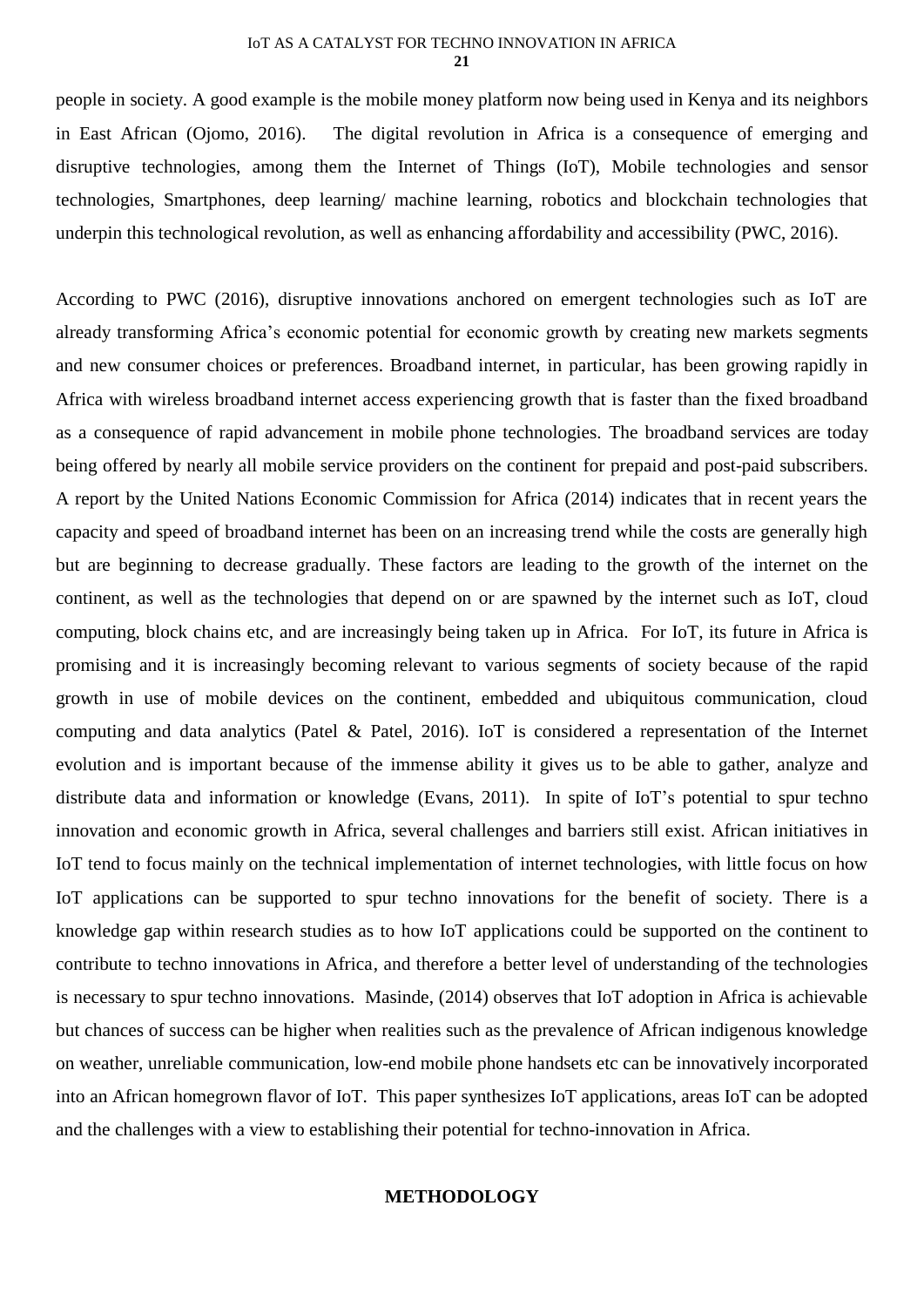people in society. A good example is the mobile money platform now being used in Kenya and its neighbors in East African (Ojomo, 2016). The digital revolution in Africa is a consequence of emerging and disruptive technologies, among them the Internet of Things (IoT), Mobile technologies and sensor technologies, Smartphones, deep learning/ machine learning, robotics and blockchain technologies that underpin this technological revolution, as well as enhancing affordability and accessibility (PWC, 2016).

According to PWC (2016), disruptive innovations anchored on emergent technologies such as IoT are already transforming Africa's economic potential for economic growth by creating new markets segments and new consumer choices or preferences. Broadband internet, in particular, has been growing rapidly in Africa with wireless broadband internet access experiencing growth that is faster than the fixed broadband as a consequence of rapid advancement in mobile phone technologies. The broadband services are today being offered by nearly all mobile service providers on the continent for prepaid and post-paid subscribers. A report by the United Nations Economic Commission for Africa (2014) indicates that in recent years the capacity and speed of broadband internet has been on an increasing trend while the costs are generally high but are beginning to decrease gradually. These factors are leading to the growth of the internet on the continent, as well as the technologies that depend on or are spawned by the internet such as IoT, cloud computing, block chains etc, and are increasingly being taken up in Africa. For IoT, its future in Africa is promising and it is increasingly becoming relevant to various segments of society because of the rapid growth in use of mobile devices on the continent, embedded and ubiquitous communication, cloud computing and data analytics (Patel & Patel, 2016). IoT is considered a representation of the Internet evolution and is important because of the immense ability it gives us to be able to gather, analyze and distribute data and information or knowledge (Evans, 2011). In spite of IoT's potential to spur techno innovation and economic growth in Africa, several challenges and barriers still exist. African initiatives in IoT tend to focus mainly on the technical implementation of internet technologies, with little focus on how IoT applications can be supported to spur techno innovations for the benefit of society. There is a knowledge gap within research studies as to how IoT applications could be supported on the continent to contribute to techno innovations in Africa, and therefore a better level of understanding of the technologies is necessary to spur techno innovations. Masinde, (2014) observes that IoT adoption in Africa is achievable but chances of success can be higher when realities such as the prevalence of African indigenous knowledge on weather, unreliable communication, low-end mobile phone handsets etc can be innovatively incorporated into an African homegrown flavor of IoT. This paper synthesizes IoT applications, areas IoT can be adopted and the challenges with a view to establishing their potential for techno-innovation in Africa.

## METHODOLOGY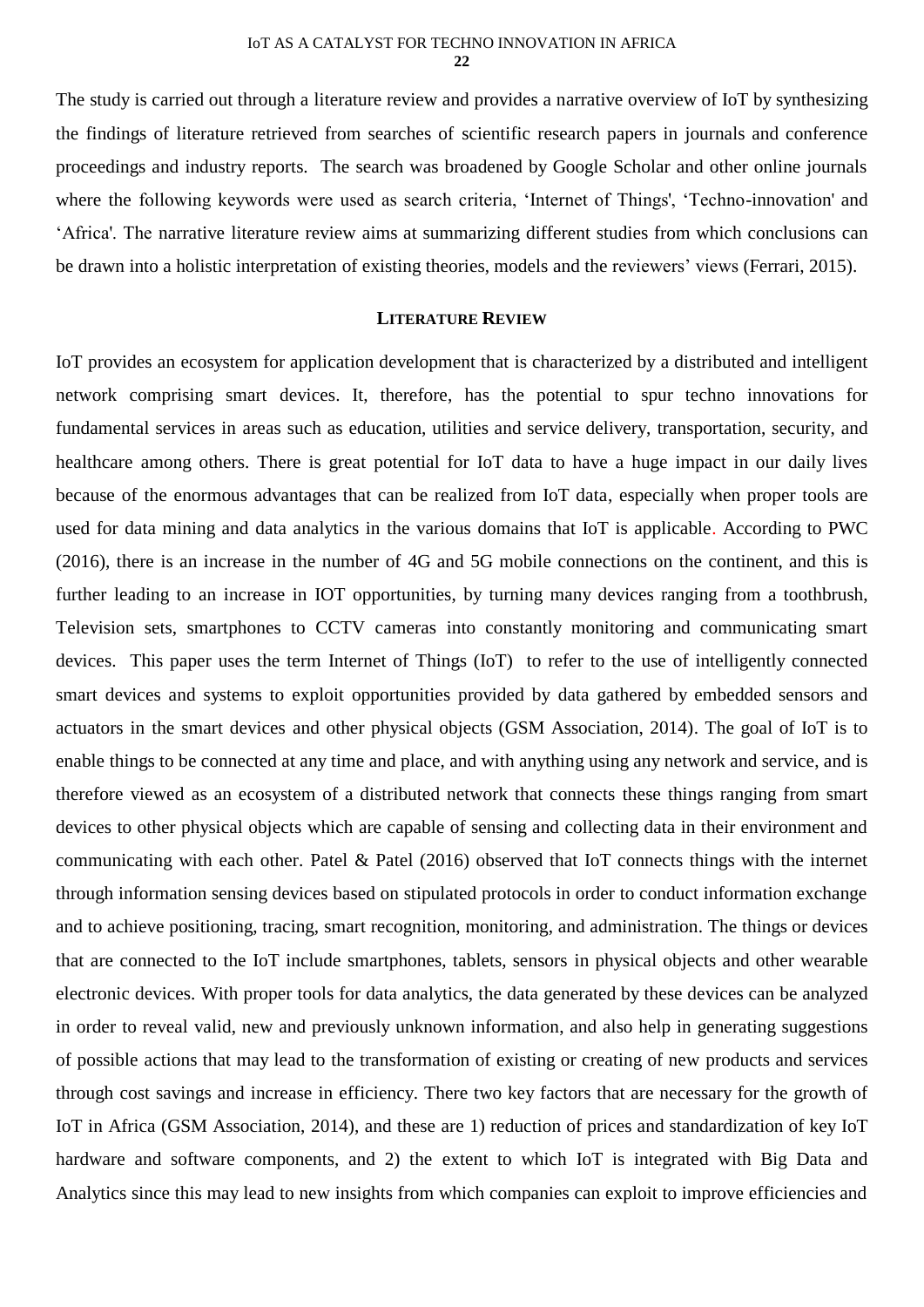The study is carried out through a literature review and provides a narrative overview of IoT by synthesizing the findings of literature retrieved from searches of scientific research papers in journals and conference proceedings and industry reports. The search was broadened by Google Scholar and other online journals where the following keywords were used as search criteria, 'Internet of Things', 'Techno-innovation' and 'Africa'. The narrative literature review aims at summarizing different studies from which conclusions can be drawn into a holistic interpretation of existing theories, models and the reviewers' views (Ferrari, 2015).

## Literature Review

IoT provides an ecosystem for application development that is characterized by a distributed and intelligent network comprising smart devices. It, therefore, has the potential to spur techno innovations for fundamental services in areas such as education, utilities and service delivery, transportation, security, and healthcare among others. There is great potential for IoT data to have a huge impact in our daily lives because of the enormous advantages that can be realized from IoT data, especially when proper tools are used for data mining and data analytics in the various domains that IoT is applicable. According to PWC (2016), there is an increase in the number of 4G and 5G mobile connections on the continent, and this is further leading to an increase in IOT opportunities, by turning many devices ranging from a toothbrush, Television sets, smartphones to CCTV cameras into constantly monitoring and communicating smart devices. This paper uses the term Internet of Things (IoT) to refer to the use of intelligently connected smart devices and systems to exploit opportunities provided by data gathered by embedded sensors and actuators in the smart devices and other physical objects (GSM Association, 2014). The goal of IoT is to enable things to be connected at any time and place, and with anything using any network and service, and is therefore viewed as an ecosystem of a distributed network that connects these things ranging from smart devices to other physical objects which are capable of sensing and collecting data in their environment and communicating with each other. Patel & Patel (2016) observed that IoT connects things with the internet through information sensing devices based on stipulated protocols in order to conduct information exchange and to achieve positioning, tracing, smart recognition, monitoring, and administration. The things or devices that are connected to the IoT include smartphones, tablets, sensors in physical objects and other wearable electronic devices. With proper tools for data analytics, the data generated by these devices can be analyzed in order to reveal valid, new and previously unknown information, and also help in generating suggestions of possible actions that may lead to the transformation of existing or creating of new products and services through cost savings and increase in efficiency. There two key factors that are necessary for the growth of IoT in Africa (GSM Association, 2014), and these are 1) reduction of prices and standardization of key IoT hardware and software components, and 2) the extent to which IoT is integrated with Big Data and Analytics since this may lead to new insights from which companies can exploit to improve efficiencies and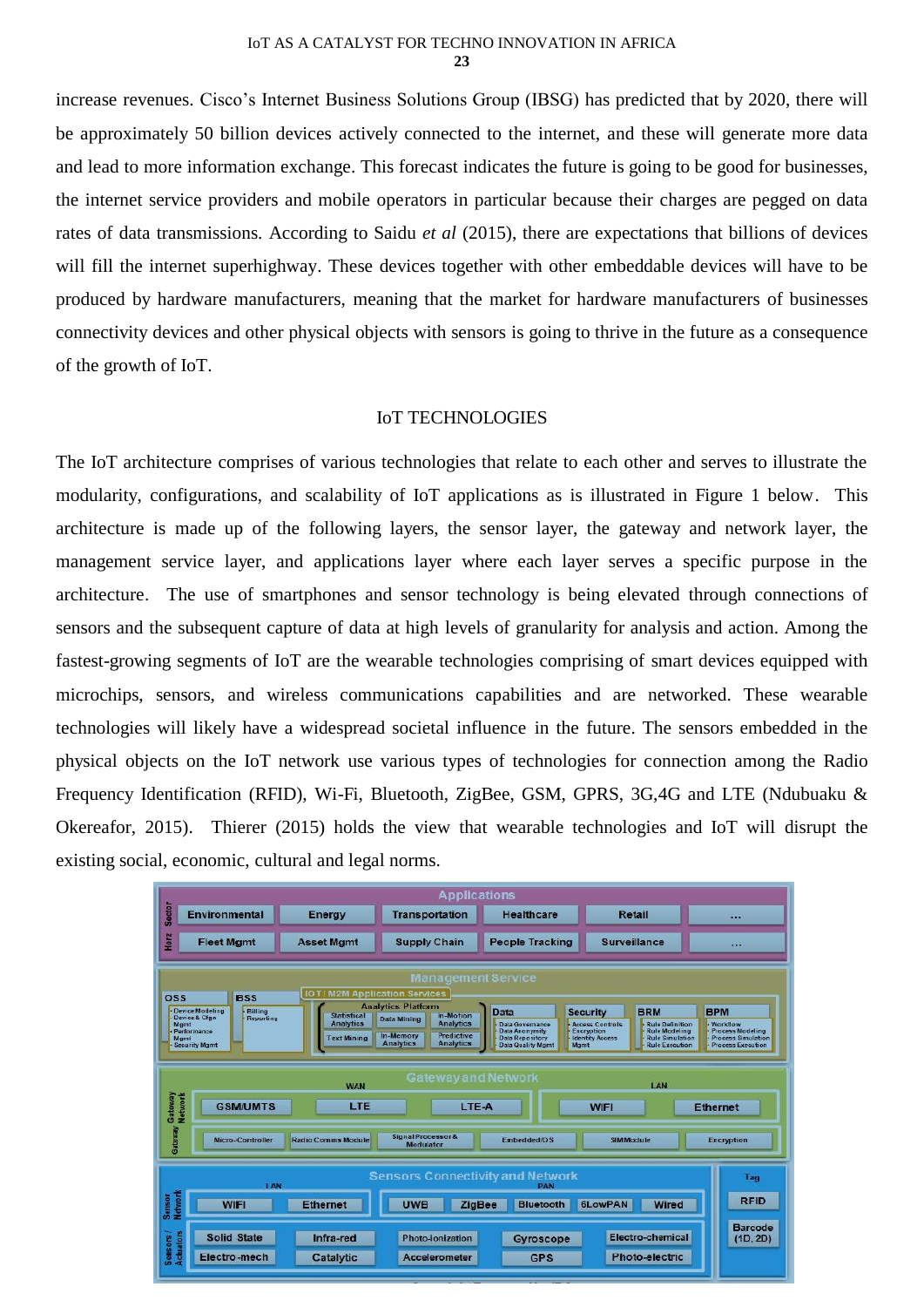increase revenues. Cisco's Internet Business Solutions Group (IBSG) has predicted that by 2020, there will be approximately 50 billion devices actively connected to the internet, and these will generate more data and lead to more information exchange. This forecast indicates the future is going to be good for businesses, the internet service providers and mobile operators in particular because their charges are pegged on data rates of data transmissions. According to Saidu *et al* (2015), there are expectations that billions of devices will fill the internet superhighway. These devices together with other embeddable devices will have to be produced by hardware manufacturers, meaning that the market for hardware manufacturers of businesses connectivity devices and other physical objects with sensors is going to thrive in the future as a consequence of the growth of IoT.

## IoT TECHNOLOGIES

The IoT architecture comprises of various technologies that relate to each other and serves to illustrate the modularity, configurations, and scalability of IoT applications as is illustrated in Figure 1 below. This architecture is made up of the following layers, the sensor layer, the gateway and network layer, the management service layer, and applications layer where each layer serves a specific purpose in the architecture. The use of smartphones and sensor technology is being elevated through connections of sensors and the subsequent capture of data at high levels of granularity for analysis and action. Among the fastest-growing segments of IoT are the wearable technologies comprising of smart devices equipped with microchips, sensors, and wireless communications capabilities and are networked. These wearable technologies will likely have a widespread societal influence in the future. The sensors embedded in the physical objects on the IoT network use various types of technologies for connection among the Radio Frequency Identification (RFID), Wi-Fi, Bluetooth, ZigBee, GSM, GPRS, 3G,4G and LTE (Ndubuaku & Okereafor, 2015). Thierer (2015) holds the view that wearable technologies and IoT will disrupt the existing social, economic, cultural and legal norms.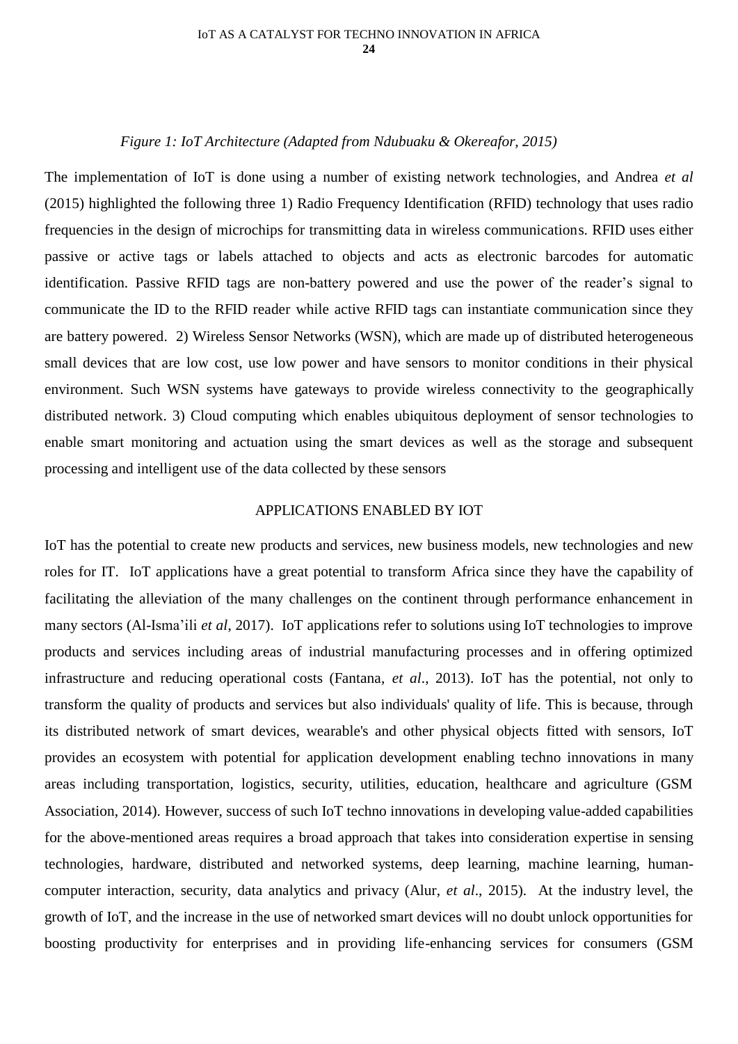*Figure 1: IoT Architecture (Adapted from Ndubuaku & Okereafor, 2015)*

The implementation of IoT is done using a number of existing network technologies, and Andrea *et al* (2015) highlighted the following three 1) Radio Frequency Identification (RFID) technology that uses radio frequencies in the design of microchips for transmitting data in wireless communications. RFID uses either passive or active tags or labels attached to objects and acts as electronic barcodes for automatic identification. Passive RFID tags are non-battery powered and use the power of the reader's signal to communicate the ID to the RFID reader while active RFID tags can instantiate communication since they are battery powered. 2) Wireless Sensor Networks (WSN), which are made up of distributed heterogeneous small devices that are low cost, use low power and have sensors to monitor conditions in their physical environment. Such WSN systems have gateways to provide wireless connectivity to the geographically distributed network. 3) Cloud computing which enables ubiquitous deployment of sensor technologies to enable smart monitoring and actuation using the smart devices as well as the storage and subsequent processing and intelligent use of the data collected by these sensors

## APPLICATIONS ENABLED BY IOT

IoT has the potential to create new products and services, new business models, new technologies and new roles for IT. IoT applications have a great potential to transform Africa since they have the capability of facilitating the alleviation of the many challenges on the continent through performance enhancement in many sectors (Al-Isma'ili *et al*, 2017). IoT applications refer to solutions using IoT technologies to improve products and services including areas of industrial manufacturing processes and in offering optimized infrastructure and reducing operational costs (Fantana, *et al*., 2013). IoT has the potential, not only to transform the quality of products and services but also individuals' quality of life. This is because, through its distributed network of smart devices, wearable's and other physical objects fitted with sensors, IoT provides an ecosystem with potential for application development enabling techno innovations in many areas including transportation, logistics, security, utilities, education, healthcare and agriculture (GSM Association, 2014). However, success of such IoT techno innovations in developing value-added capabilities for the above-mentioned areas requires a broad approach that takes into consideration expertise in sensing technologies, hardware, distributed and networked systems, deep learning, machine learning, human-computer interaction, security, data analytics and privacy (Alur, *et al*., 2015). At the industry level, the growth of IoT, and the increase in the use of networked smart devices will no doubt unlock opportunities for boosting productivity for enterprises and in providing life-enhancing services for consumers (GSM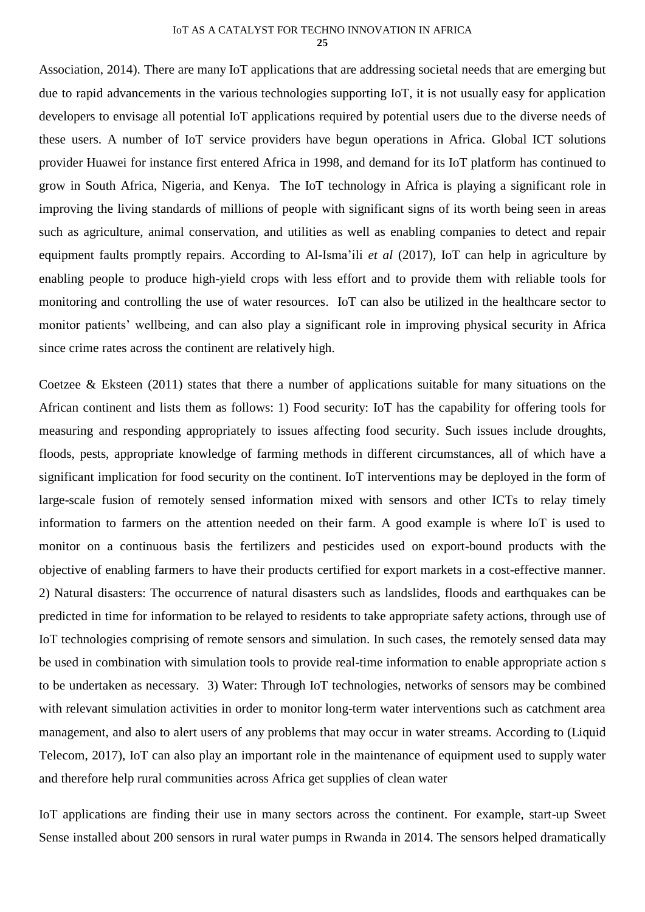Association, 2014). There are many IoT applications that are addressing societal needs that are emerging but due to rapid advancements in the various technologies supporting IoT, it is not usually easy for application developers to envisage all potential IoT applications required by potential users due to the diverse needs of these users. A number of IoT service providers have begun operations in Africa. Global ICT solutions provider Huawei for instance first entered Africa in 1998, and demand for its IoT platform has continued to grow in South Africa, Nigeria, and Kenya. The IoT technology in Africa is playing a significant role in improving the living standards of millions of people with significant signs of its worth being seen in areas such as agriculture, animal conservation, and utilities as well as enabling companies to detect and repair equipment faults promptly repairs. According to Al-Isma'ili *et al* (2017), IoT can help in agriculture by enabling people to produce high-yield crops with less effort and to provide them with reliable tools for monitoring and controlling the use of water resources. IoT can also be utilized in the healthcare sector to monitor patients' wellbeing, and can also play a significant role in improving physical security in Africa since crime rates across the continent are relatively high.

Coetzee & Eksteen (2011) states that there a number of applications suitable for many situations on the African continent and lists them as follows: 1) Food security: IoT has the capability for offering tools for measuring and responding appropriately to issues affecting food security. Such issues include droughts, floods, pests, appropriate knowledge of farming methods in different circumstances, all of which have a significant implication for food security on the continent. IoT interventions may be deployed in the form of large-scale fusion of remotely sensed information mixed with sensors and other ICTs to relay timely information to farmers on the attention needed on their farm. A good example is where IoT is used to monitor on a continuous basis the fertilizers and pesticides used on export-bound products with the objective of enabling farmers to have their products certified for export markets in a cost-effective manner. 2) Natural disasters: The occurrence of natural disasters such as landslides, floods and earthquakes can be predicted in time for information to be relayed to residents to take appropriate safety actions, through use of IoT technologies comprising of remote sensors and simulation. In such cases, the remotely sensed data may be used in combination with simulation tools to provide real-time information to enable appropriate action s to be undertaken as necessary. 3) Water: Through IoT technologies, networks of sensors may be combined with relevant simulation activities in order to monitor long-term water interventions such as catchment area management, and also to alert users of any problems that may occur in water streams. According to (Liquid Telecom, 2017), IoT can also play an important role in the maintenance of equipment used to supply water and therefore help rural communities across Africa get supplies of clean water

IoT applications are finding their use in many sectors across the continent. For example, start-up Sweet Sense installed about 200 sensors in rural water pumps in Rwanda in 2014. The sensors helped dramatically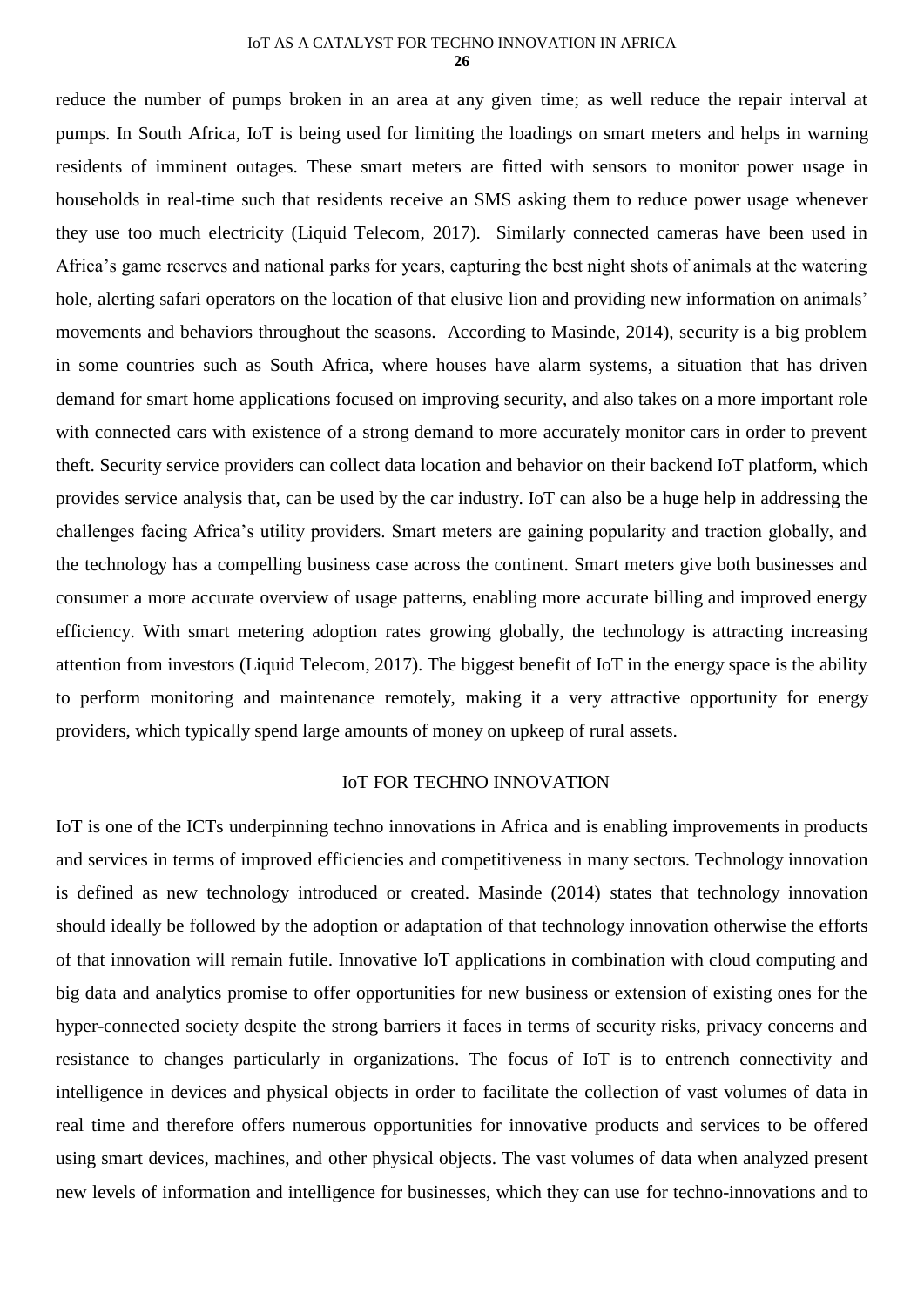reduce the number of pumps broken in an area at any given time; as well reduce the repair interval at pumps. In South Africa, IoT is being used for limiting the loadings on smart meters and helps in warning residents of imminent outages. These smart meters are fitted with sensors to monitor power usage in households in real-time such that residents receive an SMS asking them to reduce power usage whenever they use too much electricity (Liquid Telecom, 2017). Similarly connected cameras have been used in Africa's game reserves and national parks for years, capturing the best night shots of animals at the watering hole, alerting safari operators on the location of that elusive lion and providing new information on animals' movements and behaviors throughout the seasons. According to Masinde, 2014), security is a big problem in some countries such as South Africa, where houses have alarm systems, a situation that has driven demand for smart home applications focused on improving security, and also takes on a more important role with connected cars with existence of a strong demand to more accurately monitor cars in order to prevent theft. Security service providers can collect data location and behavior on their backend IoT platform, which provides service analysis that, can be used by the car industry. IoT can also be a huge help in addressing the challenges facing Africa's utility providers. Smart meters are gaining popularity and traction globally, and the technology has a compelling business case across the continent. Smart meters give both businesses and consumer a more accurate overview of usage patterns, enabling more accurate billing and improved energy efficiency. With smart metering adoption rates growing globally, the technology is attracting increasing attention from investors (Liquid Telecom, 2017). The biggest benefit of IoT in the energy space is the ability to perform monitoring and maintenance remotely, making it a very attractive opportunity for energy providers, which typically spend large amounts of money on upkeep of rural assets.

## IoT FOR TECHNO INNOVATION

IoT is one of the ICTs underpinning techno innovations in Africa and is enabling improvements in products and services in terms of improved efficiencies and competitiveness in many sectors. Technology innovation is defined as new technology introduced or created. Masinde (2014) states that technology innovation should ideally be followed by the adoption or adaptation of that technology innovation otherwise the efforts of that innovation will remain futile. Innovative IoT applications in combination with cloud computing and big data and analytics promise to offer opportunities for new business or extension of existing ones for the hyper-connected society despite the strong barriers it faces in terms of security risks, privacy concerns and resistance to changes particularly in organizations. The focus of IoT is to entrench connectivity and intelligence in devices and physical objects in order to facilitate the collection of vast volumes of data in real time and therefore offers numerous opportunities for innovative products and services to be offered using smart devices, machines, and other physical objects. The vast volumes of data when analyzed present new levels of information and intelligence for businesses, which they can use for techno-innovations and to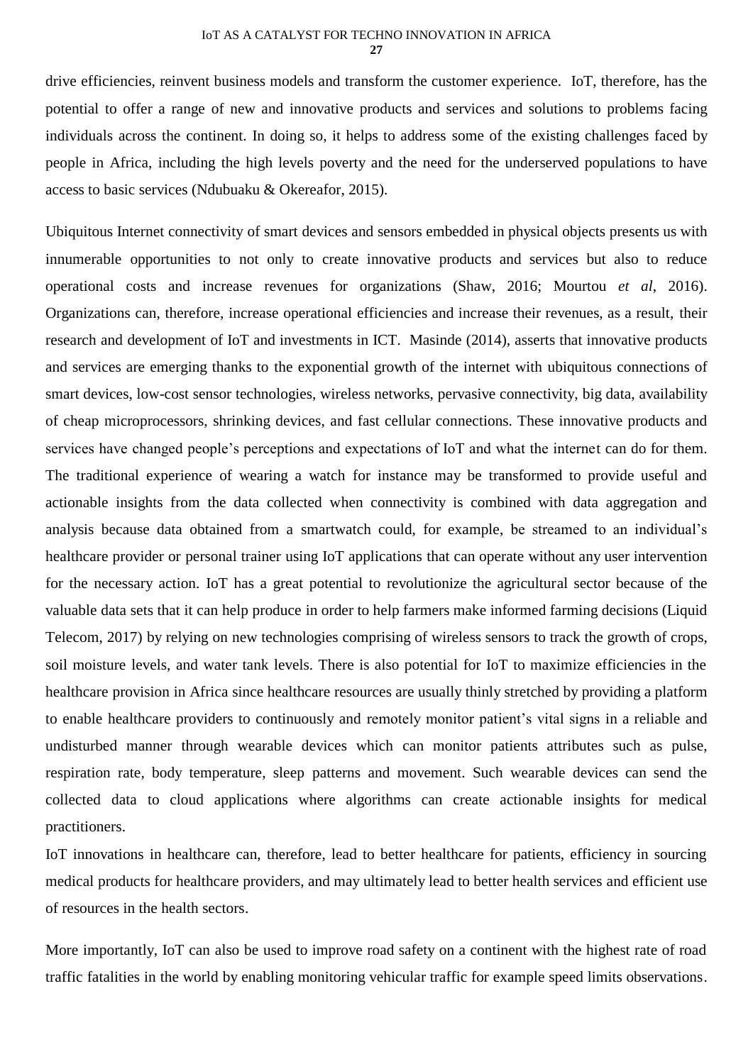drive efficiencies, reinvent business models and transform the customer experience.  IoT, therefore, has the potential to offer a range of new and innovative products and services and solutions to problems facing individuals across the continent. In doing so, it helps to address some of the existing challenges faced by people in Africa, including the high levels poverty and the need for the underserved populations to have access to basic services (Ndubuaku & Okereafor, 2015).

Ubiquitous Internet connectivity of smart devices and sensors embedded in physical objects presents us with innumerable opportunities to not only to create innovative products and services but also to reduce operational costs and increase revenues for organizations (Shaw, 2016; Mourtou *et al*, 2016). Organizations can, therefore, increase operational efficiencies and increase their revenues, as a result, their research and development of IoT and investments in ICT.  Masinde (2014), asserts that innovative products and services are emerging thanks to the exponential growth of the internet with ubiquitous connections of smart devices, low-cost sensor technologies, wireless networks, pervasive connectivity, big data, availability of cheap microprocessors, shrinking devices, and fast cellular connections. These innovative products and services have changed people's perceptions and expectations of IoT and what the internet can do for them. The traditional experience of wearing a watch for instance may be transformed to provide useful and actionable insights from the data collected when connectivity is combined with data aggregation and analysis because data obtained from a smartwatch could, for example, be streamed to an individual's healthcare provider or personal trainer using IoT applications that can operate without any user intervention for the necessary action. IoT has a great potential to revolutionize the agricultural sector because of the valuable data sets that it can help produce in order to help farmers make informed farming decisions (Liquid Telecom, 2017) by relying on new technologies comprising of wireless sensors to track the growth of crops, soil moisture levels, and water tank levels. There is also potential for IoT to maximize efficiencies in the healthcare provision in Africa since healthcare resources are usually thinly stretched by providing a platform to enable healthcare providers to continuously and remotely monitor patient's vital signs in a reliable and undisturbed manner through wearable devices which can monitor patients attributes such as pulse, respiration rate, body temperature, sleep patterns and movement. Such wearable devices can send the collected data to cloud applications where algorithms can create actionable insights for medical practitioners.

IoT innovations in healthcare can, therefore, lead to better healthcare for patients, efficiency in sourcing medical products for healthcare providers, and may ultimately lead to better health services and efficient use of resources in the health sectors.

More importantly, IoT can also be used to improve road safety on a continent with the highest rate of road traffic fatalities in the world by enabling monitoring vehicular traffic for example speed limits observations.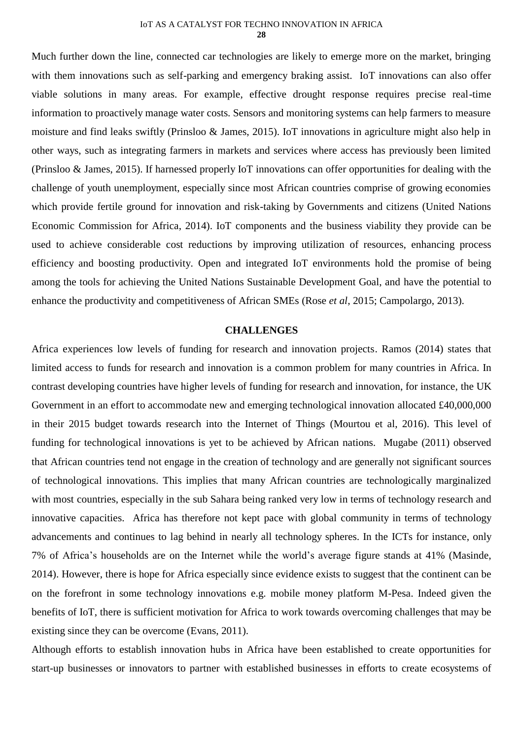Much further down the line, connected car technologies are likely to emerge more on the market, bringing with them innovations such as self-parking and emergency braking assist. IoT innovations can also offer viable solutions in many areas. For example, effective drought response requires precise real-time information to proactively manage water costs. Sensors and monitoring systems can help farmers to measure moisture and find leaks swiftly (Prinsloo & James, 2015). IoT innovations in agriculture might also help in other ways, such as integrating farmers in markets and services where access has previously been limited (Prinsloo & James, 2015). If harnessed properly IoT innovations can offer opportunities for dealing with the challenge of youth unemployment, especially since most African countries comprise of growing economies which provide fertile ground for innovation and risk-taking by Governments and citizens (United Nations Economic Commission for Africa, 2014). IoT components and the business viability they provide can be used to achieve considerable cost reductions by improving utilization of resources, enhancing process efficiency and boosting productivity. Open and integrated IoT environments hold the promise of being among the tools for achieving the United Nations Sustainable Development Goal, and have the potential to enhance the productivity and competitiveness of African SMEs (Rose *et al*, 2015; Campolargo, 2013).

## CHALLENGES

Africa experiences low levels of funding for research and innovation projects. Ramos (2014) states that limited access to funds for research and innovation is a common problem for many countries in Africa. In contrast developing countries have higher levels of funding for research and innovation, for instance, the UK Government in an effort to accommodate new and emerging technological innovation allocated £40,000,000 in their 2015 budget towards research into the Internet of Things (Mourtou et al, 2016). This level of funding for technological innovations is yet to be achieved by African nations. Mugabe (2011) observed that African countries tend not engage in the creation of technology and are generally not significant sources of technological innovations. This implies that many African countries are technologically marginalized with most countries, especially in the sub Sahara being ranked very low in terms of technology research and innovative capacities. Africa has therefore not kept pace with global community in terms of technology advancements and continues to lag behind in nearly all technology spheres. In the ICTs for instance, only 7% of Africa's households are on the Internet while the world's average figure stands at 41% (Masinde, 2014). However, there is hope for Africa especially since evidence exists to suggest that the continent can be on the forefront in some technology innovations e.g. mobile money platform M-Pesa. Indeed given the benefits of IoT, there is sufficient motivation for Africa to work towards overcoming challenges that may be existing since they can be overcome (Evans, 2011).

Although efforts to establish innovation hubs in Africa have been established to create opportunities for start-up businesses or innovators to partner with established businesses in efforts to create ecosystems of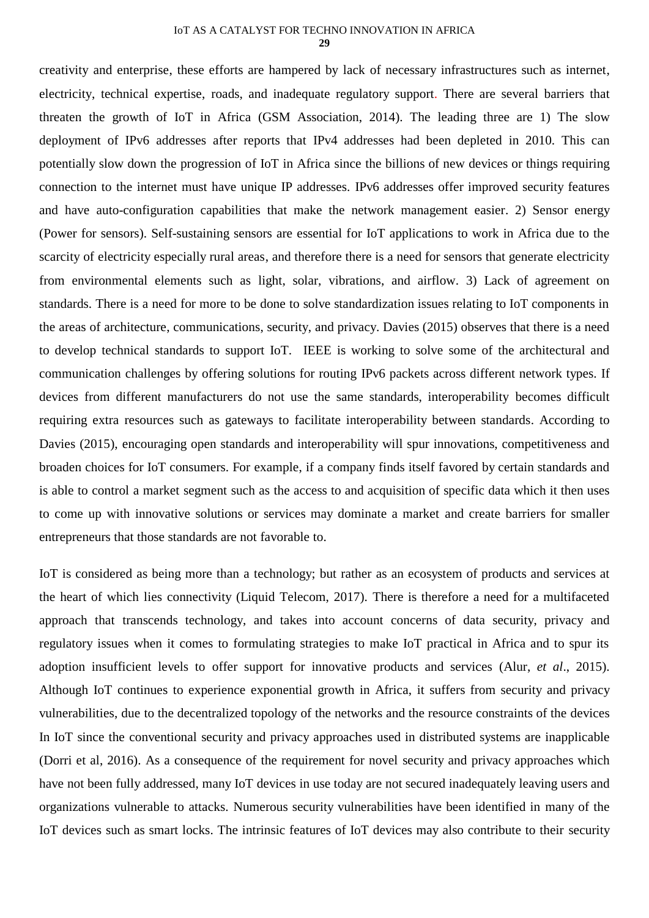creativity and enterprise, these efforts are hampered by lack of necessary infrastructures such as internet, electricity, technical expertise, roads, and inadequate regulatory support. There are several barriers that threaten the growth of IoT in Africa (GSM Association, 2014). The leading three are 1) The slow deployment of IPv6 addresses after reports that IPv4 addresses had been depleted in 2010. This can potentially slow down the progression of IoT in Africa since the billions of new devices or things requiring connection to the internet must have unique IP addresses. IPv6 addresses offer improved security features and have auto-configuration capabilities that make the network management easier. 2) Sensor energy (Power for sensors). Self-sustaining sensors are essential for IoT applications to work in Africa due to the scarcity of electricity especially rural areas, and therefore there is a need for sensors that generate electricity from environmental elements such as light, solar, vibrations, and airflow. 3) Lack of agreement on standards. There is a need for more to be done to solve standardization issues relating to IoT components in the areas of architecture, communications, security, and privacy. Davies (2015) observes that there is a need to develop technical standards to support IoT. IEEE is working to solve some of the architectural and communication challenges by offering solutions for routing IPv6 packets across different network types. If devices from different manufacturers do not use the same standards, interoperability becomes difficult requiring extra resources such as gateways to facilitate interoperability between standards. According to Davies (2015), encouraging open standards and interoperability will spur innovations, competitiveness and broaden choices for IoT consumers. For example, if a company finds itself favored by certain standards and is able to control a market segment such as the access to and acquisition of specific data which it then uses to come up with innovative solutions or services may dominate a market and create barriers for smaller entrepreneurs that those standards are not favorable to.

IoT is considered as being more than a technology; but rather as an ecosystem of products and services at the heart of which lies connectivity (Liquid Telecom, 2017). There is therefore a need for a multifaceted approach that transcends technology, and takes into account concerns of data security, privacy and regulatory issues when it comes to formulating strategies to make IoT practical in Africa and to spur its adoption insufficient levels to offer support for innovative products and services (Alur, *et al*., 2015). Although IoT continues to experience exponential growth in Africa, it suffers from security and privacy vulnerabilities, due to the decentralized topology of the networks and the resource constraints of the devices In IoT since the conventional security and privacy approaches used in distributed systems are inapplicable (Dorri et al, 2016). As a consequence of the requirement for novel security and privacy approaches which have not been fully addressed, many IoT devices in use today are not secured inadequately leaving users and organizations vulnerable to attacks. Numerous security vulnerabilities have been identified in many of the IoT devices such as smart locks. The intrinsic features of IoT devices may also contribute to their security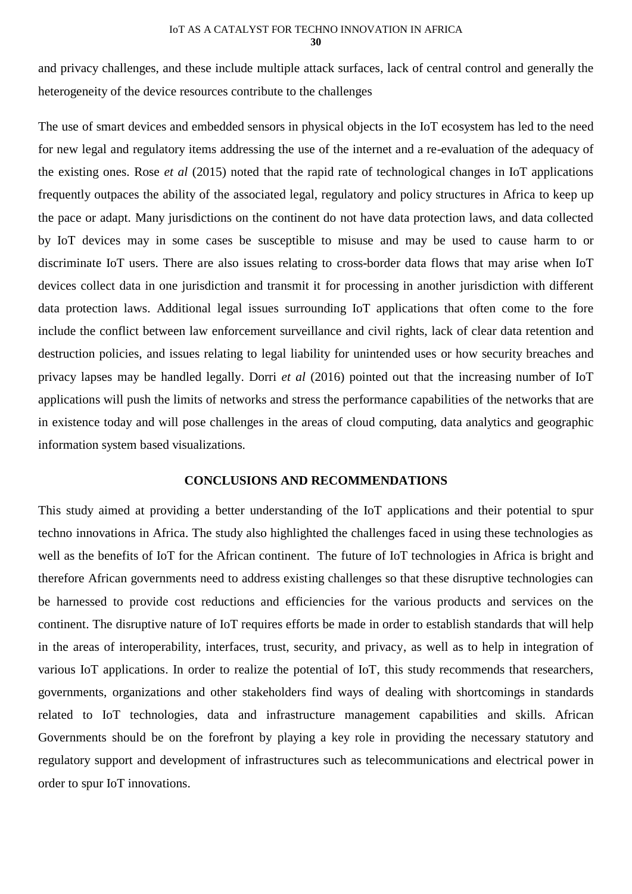and privacy challenges, and these include multiple attack surfaces, lack of central control and generally the heterogeneity of the device resources contribute to the challenges

The use of smart devices and embedded sensors in physical objects in the IoT ecosystem has led to the need for new legal and regulatory items addressing the use of the internet and a re-evaluation of the adequacy of the existing ones. Rose *et al* (2015) noted that the rapid rate of technological changes in IoT applications frequently outpaces the ability of the associated legal, regulatory and policy structures in Africa to keep up the pace or adapt. Many jurisdictions on the continent do not have data protection laws, and data collected by IoT devices may in some cases be susceptible to misuse and may be used to cause harm to or discriminate IoT users. There are also issues relating to cross-border data flows that may arise when IoT devices collect data in one jurisdiction and transmit it for processing in another jurisdiction with different data protection laws. Additional legal issues surrounding IoT applications that often come to the fore include the conflict between law enforcement surveillance and civil rights, lack of clear data retention and destruction policies, and issues relating to legal liability for unintended uses or how security breaches and privacy lapses may be handled legally. Dorri *et al* (2016) pointed out that the increasing number of IoT applications will push the limits of networks and stress the performance capabilities of the networks that are in existence today and will pose challenges in the areas of cloud computing, data analytics and geographic information system based visualizations.

## CONCLUSIONS AND RECOMMENDATIONS

This study aimed at providing a better understanding of the IoT applications and their potential to spur techno innovations in Africa. The study also highlighted the challenges faced in using these technologies as well as the benefits of IoT for the African continent. The future of IoT technologies in Africa is bright and therefore African governments need to address existing challenges so that these disruptive technologies can be harnessed to provide cost reductions and efficiencies for the various products and services on the continent. The disruptive nature of IoT requires efforts be made in order to establish standards that will help in the areas of interoperability, interfaces, trust, security, and privacy, as well as to help in integration of various IoT applications. In order to realize the potential of IoT, this study recommends that researchers, governments, organizations and other stakeholders find ways of dealing with shortcomings in standards related to IoT technologies, data and infrastructure management capabilities and skills. African Governments should be on the forefront by playing a key role in providing the necessary statutory and regulatory support and development of infrastructures such as telecommunications and electrical power in order to spur IoT innovations.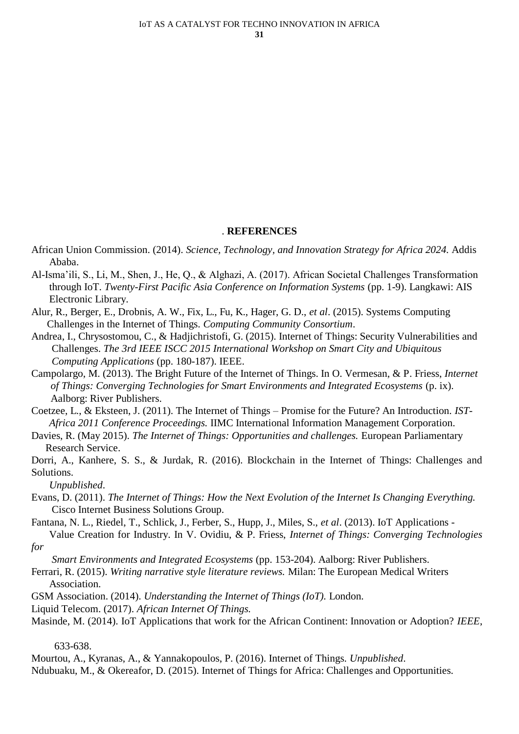## . REFERENCES

African Union Commission. (2014). *Science, Technology, and Innovation Strategy for Africa 2024.* Addis Ababa.

Al-Isma'ili, S., Li, M., Shen, J., He, Q., & Alghazi, A. (2017). African Societal Challenges Transformation through IoT. *Twenty-First Pacific Asia Conference on Information Systems* (pp. 1-9). Langkawi: AIS Electronic Library.

Alur, R., Berger, E., Drobnis, A. W., Fix, L., Fu, K., Hager, G. D., *et al*. (2015). Systems Computing Challenges in the Internet of Things. *Computing Community Consortium*.

Andrea, I., Chrysostomou, C., & Hadjichristofi, G. (2015). Internet of Things: Security Vulnerabilities and Challenges. *The 3rd IEEE ISCC 2015 International Workshop on Smart City and Ubiquitous Computing Applications* (pp. 180-187). IEEE.

Campolargo, M. (2013). The Bright Future of the Internet of Things. In O. Vermesan, & P. Friess, *Internet of Things: Converging Technologies for Smart Environments and Integrated Ecosystems* (p. ix). Aalborg: River Publishers.

Coetzee, L., & Eksteen, J. (2011). The Internet of Things – Promise for the Future? An Introduction. *IST-Africa 2011 Conference Proceedings.* IIMC International Information Management Corporation.

Davies, R. (May 2015). *The Internet of Things: Opportunities and challenges.* European Parliamentary Research Service.

Dorri, A., Kanhere, S. S., & Jurdak, R. (2016). Blockchain in the Internet of Things: Challenges and Solutions. *Unpublished*.

Evans, D. (2011). *The Internet of Things: How the Next Evolution of the Internet Is Changing Everything.* Cisco Internet Business Solutions Group.

Fantana, N. L., Riedel, T., Schlick, J., Ferber, S., Hupp, J., Miles, S., *et al*. (2013). IoT Applications - Value Creation for Industry. In V. Ovidiu, & P. Friess, *Internet of Things: Converging Technologies for Smart Environments and Integrated Ecosystems* (pp. 153-204). Aalborg: River Publishers.

Ferrari, R. (2015). *Writing narrative style literature reviews.* Milan: The European Medical Writers Association.

GSM Association. (2014). *Understanding the Internet of Things (IoT).* London.

Liquid Telecom. (2017). *African Internet Of Things.*

Masinde, M. (2014). IoT Applications that work for the African Continent: Innovation or Adoption? *IEEE*, 633-638.

Mourtou, A., Kyranas, A., & Yannakopoulos, P. (2016). Internet of Things. *Unpublished*.

Ndubuaku, M., & Okereafor, D. (2015). Internet of Things for Africa: Challenges and Opportunities.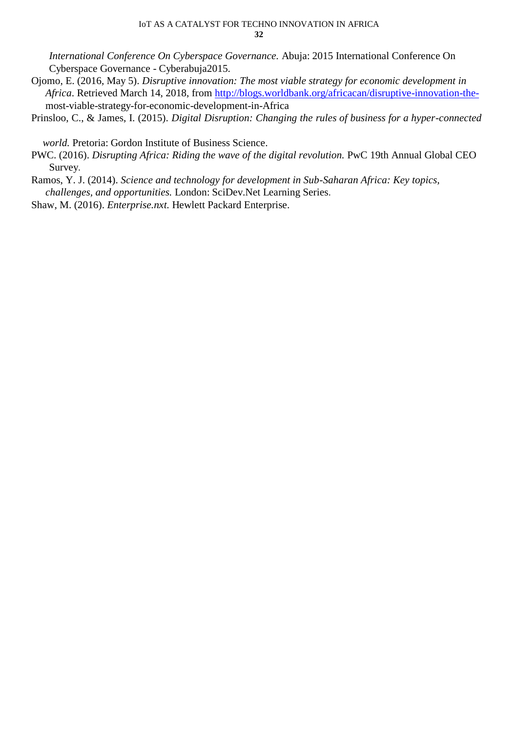*International Conference On Cyberspace Governance.* Abuja: 2015 International Conference On Cyberspace Governance - Cyberabuja2015.

Ojomo, E. (2016, May 5). *Disruptive innovation: The most viable strategy for economic development in Africa*. Retrieved March 14, 2018, from http://blogs.worldbank.org/africacan/disruptive-innovation-the-most-viable-strategy-for-economic-development-in-Africa

Prinsloo, C., & James, I. (2015). *Digital Disruption: Changing the rules of business for a hyper-connected world.* Pretoria: Gordon Institute of Business Science.

PWC. (2016). *Disrupting Africa: Riding the wave of the digital revolution.* PwC 19th Annual Global CEO Survey.

Ramos, Y. J. (2014). *Science and technology for development in Sub-Saharan Africa: Key topics, challenges, and opportunities.* London: SciDev.Net Learning Series.

Shaw, M. (2016). *Enterprise.nxt.* Hewlett Packard Enterprise.